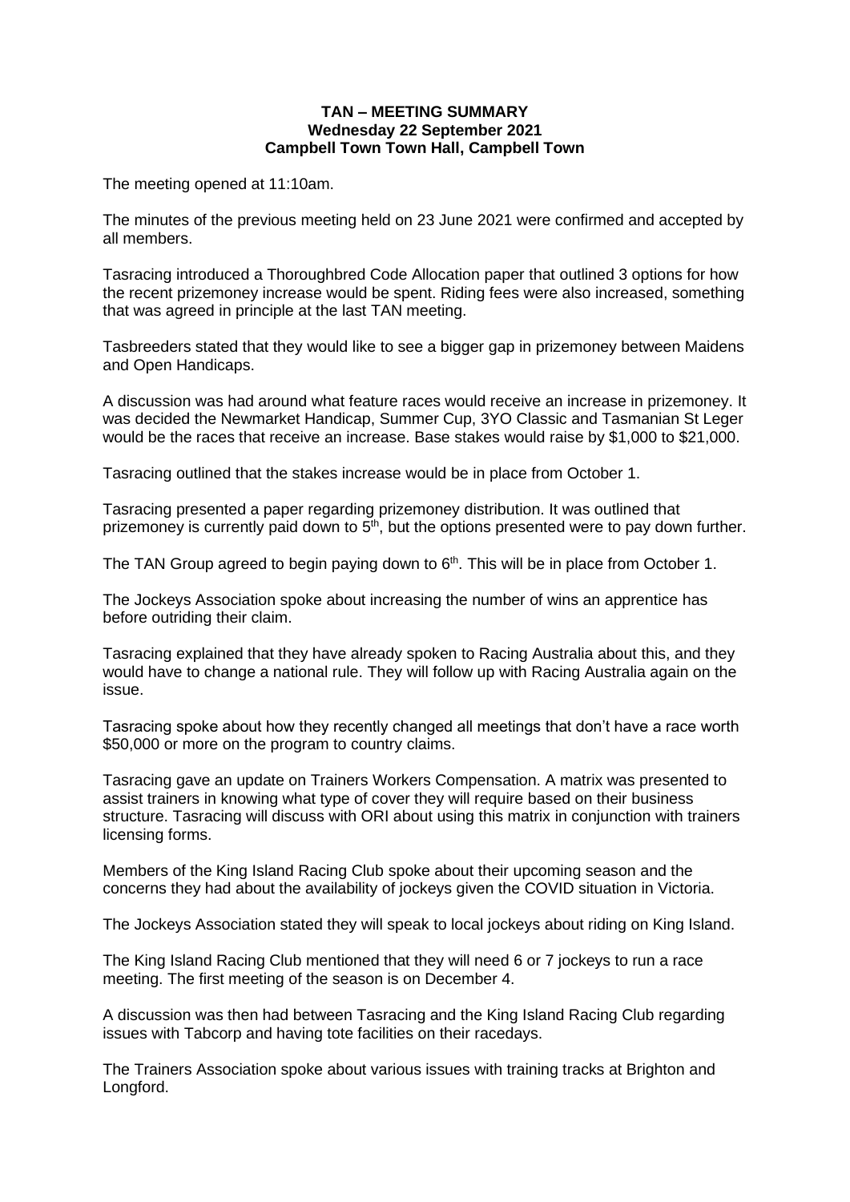**TAN – MEETING SUMMARY**
**Wednesday 22 September 2021**
**Campbell Town Town Hall, Campbell Town**

The meeting opened at 11:10am.

The minutes of the previous meeting held on 23 June 2021 were confirmed and accepted by all members.

Tasracing introduced a Thoroughbred Code Allocation paper that outlined 3 options for how the recent prizemoney increase would be spent. Riding fees were also increased, something that was agreed in principle at the last TAN meeting.

Tasbreeders stated that they would like to see a bigger gap in prizemoney between Maidens and Open Handicaps.

A discussion was had around what feature races would receive an increase in prizemoney. It was decided the Newmarket Handicap, Summer Cup, 3YO Classic and Tasmanian St Leger would be the races that receive an increase. Base stakes would raise by $1,000 to $21,000.

Tasracing outlined that the stakes increase would be in place from October 1.

Tasracing presented a paper regarding prizemoney distribution. It was outlined that prizemoney is currently paid down to 5th, but the options presented were to pay down further.

The TAN Group agreed to begin paying down to 6th. This will be in place from October 1.

The Jockeys Association spoke about increasing the number of wins an apprentice has before outriding their claim.

Tasracing explained that they have already spoken to Racing Australia about this, and they would have to change a national rule. They will follow up with Racing Australia again on the issue.

Tasracing spoke about how they recently changed all meetings that don't have a race worth $50,000 or more on the program to country claims.

Tasracing gave an update on Trainers Workers Compensation. A matrix was presented to assist trainers in knowing what type of cover they will require based on their business structure. Tasracing will discuss with ORI about using this matrix in conjunction with trainers licensing forms.

Members of the King Island Racing Club spoke about their upcoming season and the concerns they had about the availability of jockeys given the COVID situation in Victoria.

The Jockeys Association stated they will speak to local jockeys about riding on King Island.

The King Island Racing Club mentioned that they will need 6 or 7 jockeys to run a race meeting. The first meeting of the season is on December 4.

A discussion was then had between Tasracing and the King Island Racing Club regarding issues with Tabcorp and having tote facilities on their racedays.

The Trainers Association spoke about various issues with training tracks at Brighton and Longford.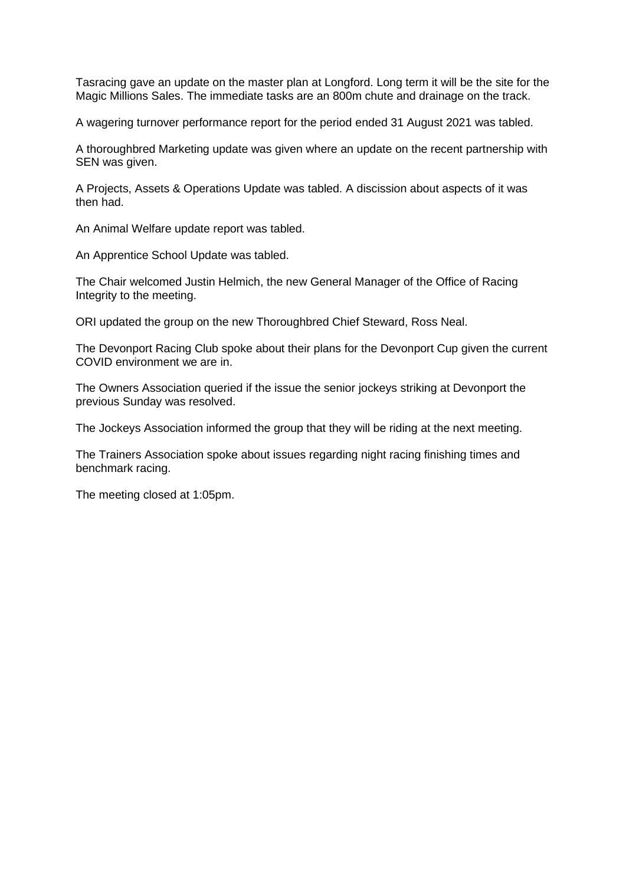Tasracing gave an update on the master plan at Longford. Long term it will be the site for the Magic Millions Sales. The immediate tasks are an 800m chute and drainage on the track.

A wagering turnover performance report for the period ended 31 August 2021 was tabled.

A thoroughbred Marketing update was given where an update on the recent partnership with SEN was given.

A Projects, Assets & Operations Update was tabled. A discission about aspects of it was then had.

An Animal Welfare update report was tabled.

An Apprentice School Update was tabled.

The Chair welcomed Justin Helmich, the new General Manager of the Office of Racing Integrity to the meeting.

ORI updated the group on the new Thoroughbred Chief Steward, Ross Neal.

The Devonport Racing Club spoke about their plans for the Devonport Cup given the current COVID environment we are in.

The Owners Association queried if the issue the senior jockeys striking at Devonport the previous Sunday was resolved.

The Jockeys Association informed the group that they will be riding at the next meeting.

The Trainers Association spoke about issues regarding night racing finishing times and benchmark racing.

The meeting closed at 1:05pm.